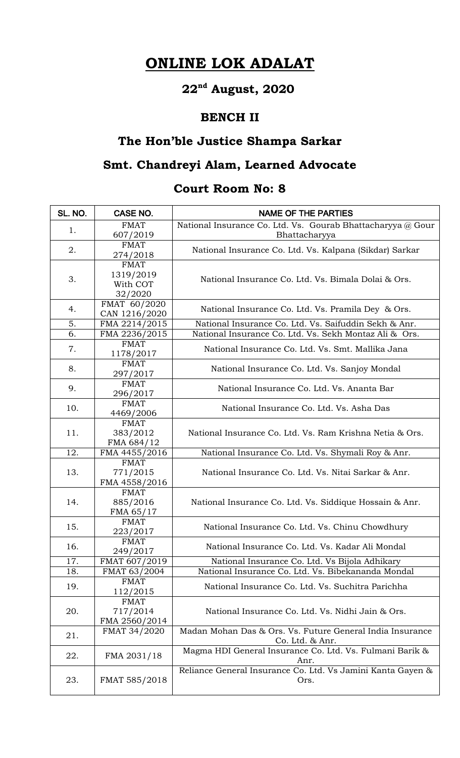# ONLINE LOK ADALAT

## 22nd August, 2020

## BENCH II

## The Hon'ble Justice Shampa Sarkar

## Smt. Chandreyi Alam, Learned Advocate

## Court Room No: 8

| SL. NO. | CASE NO. | NAME OF THE PARTIES |
|---|---|---|
| 1. | FMAT 607/2019 | National Insurance Co. Ltd. Vs. Gourab Bhattacharyya @ Gour Bhattacharyya |
| 2. | FMAT 274/2018 | National Insurance Co. Ltd. Vs. Kalpana (Sikdar) Sarkar |
| 3. | FMAT 1319/2019 With COT 32/2020 | National Insurance Co. Ltd. Vs. Bimala Dolai & Ors. |
| 4. | FMAT 60/2020 CAN 1216/2020 | National Insurance Co. Ltd. Vs. Pramila Dey & Ors. |
| 5. | FMA 2214/2015 | National Insurance Co. Ltd. Vs. Saifuddin Sekh & Anr. |
| 6. | FMA 2236/2015 | National Insurance Co. Ltd. Vs. Sekh Montaz Ali & Ors. |
| 7. | FMAT 1178/2017 | National Insurance Co. Ltd. Vs. Smt. Mallika Jana |
| 8. | FMAT 297/2017 | National Insurance Co. Ltd. Vs. Sanjoy Mondal |
| 9. | FMAT 296/2017 | National Insurance Co. Ltd. Vs. Ananta Bar |
| 10. | FMAT 4469/2006 | National Insurance Co. Ltd. Vs. Asha Das |
| 11. | FMAT 383/2012 FMA 684/12 | National Insurance Co. Ltd. Vs. Ram Krishna Netia & Ors. |
| 12. | FMA 4455/2016 | National Insurance Co. Ltd. Vs. Shymali Roy & Anr. |
| 13. | FMAT 771/2015 FMA 4558/2016 | National Insurance Co. Ltd. Vs. Nitai Sarkar & Anr. |
| 14. | FMAT 885/2016 FMA 65/17 | National Insurance Co. Ltd. Vs. Siddique Hossain & Anr. |
| 15. | FMAT 223/2017 | National Insurance Co. Ltd. Vs. Chinu Chowdhury |
| 16. | FMAT 249/2017 | National Insurance Co. Ltd. Vs. Kadar Ali Mondal |
| 17. | FMAT 607/2019 | National Insurance Co. Ltd. Vs Bijola Adhikary |
| 18. | FMAT 63/2004 | National Insurance Co. Ltd. Vs. Bibekananda Mondal |
| 19. | FMAT 112/2015 | National Insurance Co. Ltd. Vs. Suchitra Parichha |
| 20. | FMAT 717/2014 FMA 2560/2014 | National Insurance Co. Ltd. Vs. Nidhi Jain & Ors. |
| 21. | FMAT 34/2020 | Madan Mohan Das & Ors. Vs. Future General India Insurance Co. Ltd. & Anr. |
| 22. | FMA 2031/18 | Magma HDI General Insurance Co. Ltd. Vs. Fulmani Barik & Anr. |
| 23. | FMAT 585/2018 | Reliance General Insurance Co. Ltd. Vs Jamini Kanta Gayen & Ors. |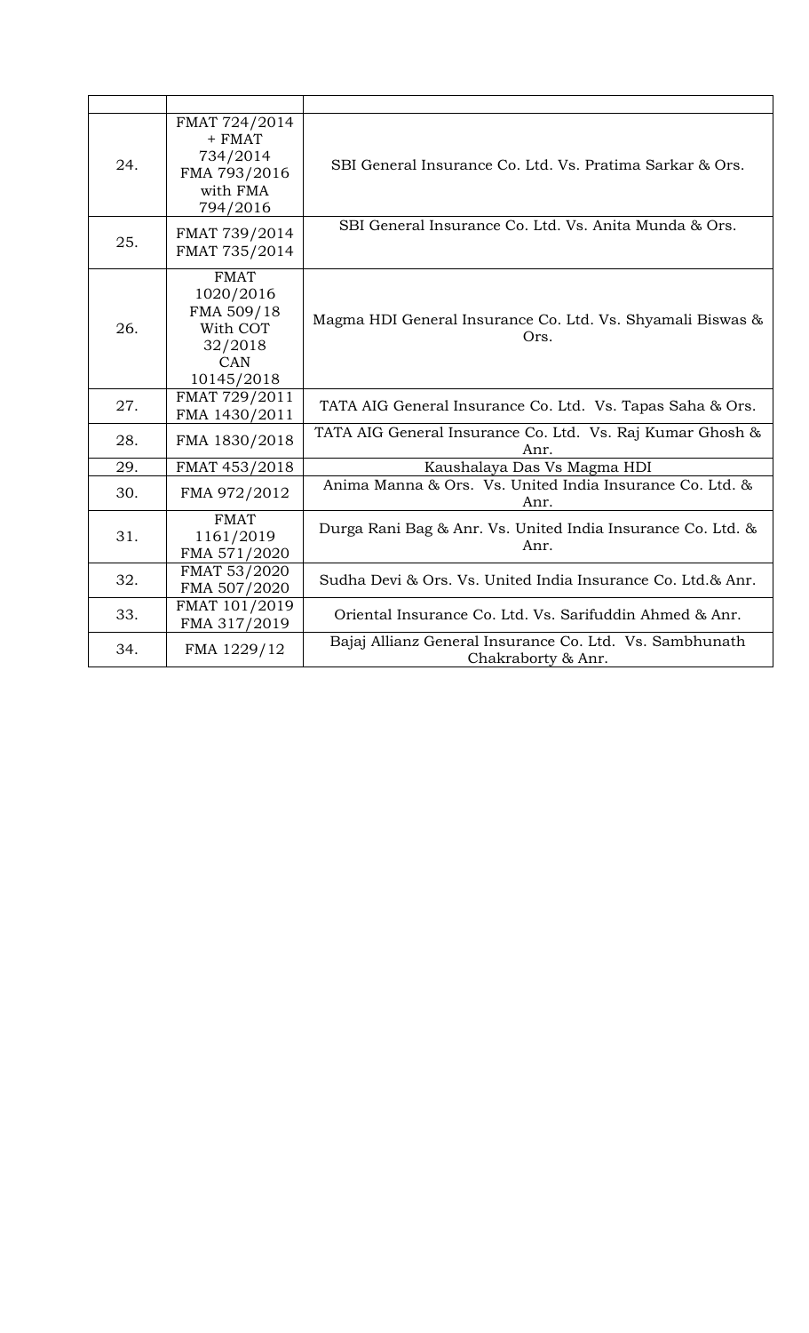| | | |
|---|---|---|
| 24. | FMAT 724/2014 + FMAT 734/2014 FMA 793/2016 with FMA 794/2016 | SBI General Insurance Co. Ltd. Vs. Pratima Sarkar & Ors. |
| 25. | FMAT 739/2014 FMAT 735/2014 | SBI General Insurance Co. Ltd. Vs. Anita Munda & Ors. |
| 26. | FMAT 1020/2016 FMA 509/18 With COT 32/2018 CAN 10145/2018 | Magma HDI General Insurance Co. Ltd. Vs. Shyamali Biswas & Ors. |
| 27. | FMAT 729/2011 FMA 1430/2011 | TATA AIG General Insurance Co. Ltd. Vs. Tapas Saha & Ors. |
| 28. | FMA 1830/2018 | TATA AIG General Insurance Co. Ltd. Vs. Raj Kumar Ghosh & Anr. |
| 29. | FMAT 453/2018 | Kaushalaya Das Vs Magma HDI |
| 30. | FMA 972/2012 | Anima Manna & Ors. Vs. United India Insurance Co. Ltd. & Anr. |
| 31. | FMAT 1161/2019 FMA 571/2020 | Durga Rani Bag & Anr. Vs. United India Insurance Co. Ltd. & Anr. |
| 32. | FMAT 53/2020 FMA 507/2020 | Sudha Devi & Ors. Vs. United India Insurance Co. Ltd.& Anr. |
| 33. | FMAT 101/2019 FMA 317/2019 | Oriental Insurance Co. Ltd. Vs. Sarifuddin Ahmed & Anr. |
| 34. | FMA 1229/12 | Bajaj Allianz General Insurance Co. Ltd. Vs. Sambhunath Chakraborty & Anr. |